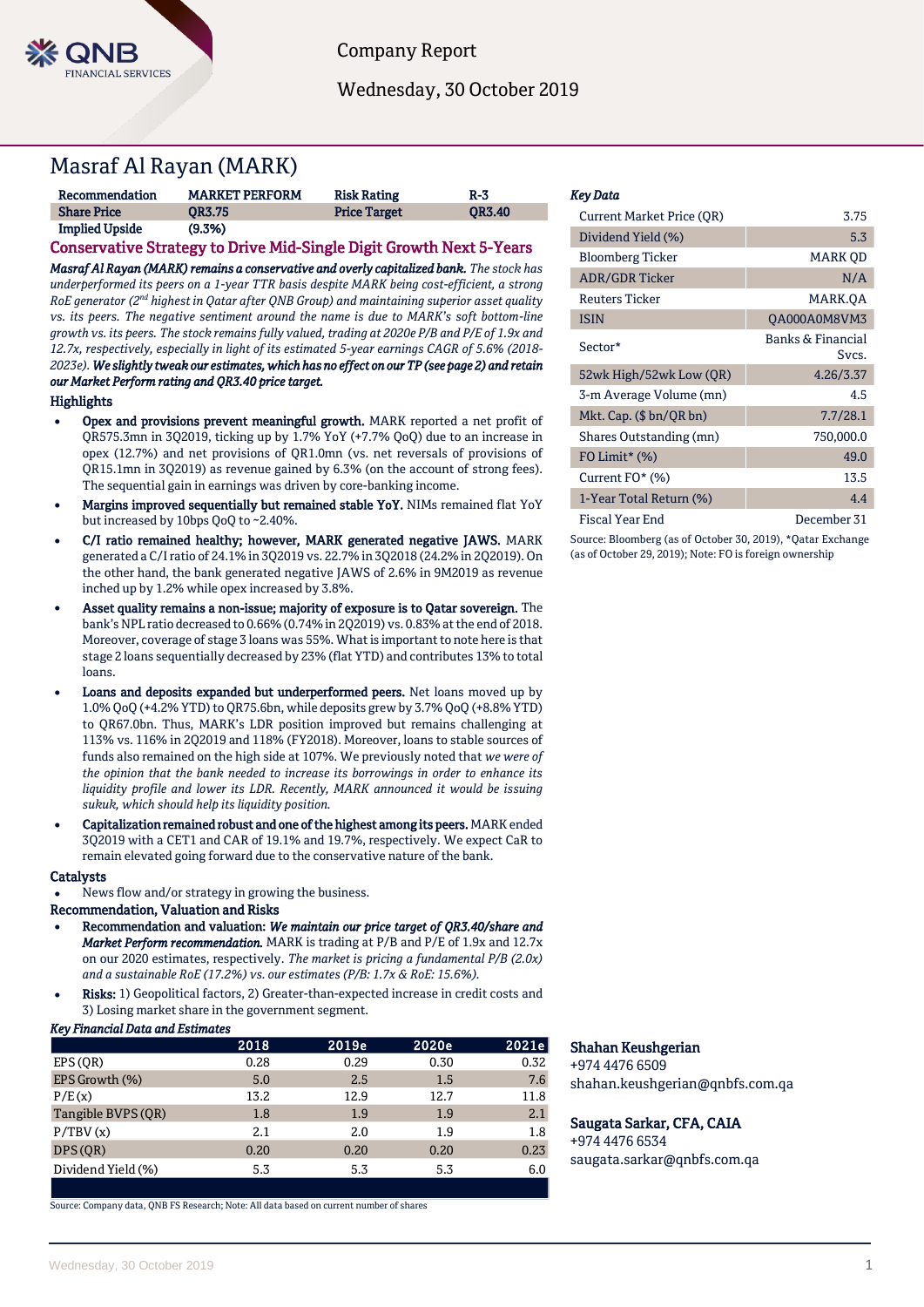Company Report

Wednesday, 30 October 2019

# Masraf Al Rayan (MARK)

| Recommendation | MARKET PERFORM | Risk Rating | R-3 |
|---|---|---|---|
| Share Price | QR3.75 | Price Target | QR3.40 |
| Implied Upside | (9.3%) | | |

## Conservative Strategy to Drive Mid-Single Digit Growth Next 5-Years

***Masraf Al Rayan (MARK) remains a conservative and overly capitalized bank.*** *The stock has underperformed its peers on a 1-year TTR basis despite MARK being cost-efficient, a strong RoE generator (2nd highest in Qatar after QNB Group) and maintaining superior asset quality vs. its peers. The negative sentiment around the name is due to MARK's soft bottom-line growth vs. its peers. The stock remains fully valued, trading at 2020e P/B and P/E of 1.9x and 12.7x, respectively, especially in light of its estimated 5-year earnings CAGR of 5.6% (2018-2023e).* ***We slightly tweak our estimates, which has no effect on our TP (see page 2) and retain our Market Perform rating and QR3.40 price target.***

### Highlights

- **Opex and provisions prevent meaningful growth.** MARK reported a net profit of QR575.3mn in 3Q2019, ticking up by 1.7% YoY (+7.7% QoQ) due to an increase in opex (12.7%) and net provisions of QR1.0mn (vs. net reversals of provisions of QR15.1mn in 3Q2019) as revenue gained by 6.3% (on the account of strong fees). The sequential gain in earnings was driven by core-banking income.
- **Margins improved sequentially but remained stable YoY.** NIMs remained flat YoY but increased by 10bps QoQ to ~2.40%.
- **C/I ratio remained healthy; however, MARK generated negative JAWS.** MARK generated a C/I ratio of 24.1% in 3Q2019 vs. 22.7% in 3Q2018 (24.2% in 2Q2019). On the other hand, the bank generated negative JAWS of 2.6% in 9M2019 as revenue inched up by 1.2% while opex increased by 3.8%.
- **Asset quality remains a non-issue; majority of exposure is to Qatar sovereign.** The bank's NPL ratio decreased to 0.66% (0.74% in 2Q2019) vs. 0.83% at the end of 2018. Moreover, coverage of stage 3 loans was 55%. What is important to note here is that stage 2 loans sequentially decreased by 23% (flat YTD) and contributes 13% to total loans.
- **Loans and deposits expanded but underperformed peers.** Net loans moved up by 1.0% QoQ (+4.2% YTD) to QR75.6bn, while deposits grew by 3.7% QoQ (+8.8% YTD) to QR67.0bn. Thus, MARK's LDR position improved but remains challenging at 113% vs. 116% in 2Q2019 and 118% (FY2018). Moreover, loans to stable sources of funds also remained on the high side at 107%. We previously noted that *we were of the opinion that the bank needed to increase its borrowings in order to enhance its liquidity profile and lower its LDR. Recently, MARK announced it would be issuing sukuk, which should help its liquidity position.*
- **Capitalization remained robust and one of the highest among its peers.** MARK ended 3Q2019 with a CET1 and CAR of 19.1% and 19.7%, respectively. We expect CaR to remain elevated going forward due to the conservative nature of the bank.

### Catalysts

- News flow and/or strategy in growing the business.

### Recommendation, Valuation and Risks

- **Recommendation and valuation:** ***We maintain our price target of QR3.40/share and Market Perform recommendation.*** MARK is trading at P/B and P/E of 1.9x and 12.7x on our 2020 estimates, respectively. *The market is pricing a fundamental P/B (2.0x) and a sustainable RoE (17.2%) vs. our estimates (P/B: 1.7x & RoE: 15.6%).*
- **Risks:** 1) Geopolitical factors, 2) Greater-than-expected increase in credit costs and 3) Losing market share in the government segment.

*Key Financial Data and Estimates*

| | 2018 | 2019e | 2020e | 2021e |
|---|---|---|---|---|
| EPS (QR) | 0.28 | 0.29 | 0.30 | 0.32 |
| EPS Growth (%) | 5.0 | 2.5 | 1.5 | 7.6 |
| P/E (x) | 13.2 | 12.9 | 12.7 | 11.8 |
| Tangible BVPS (QR) | 1.8 | 1.9 | 1.9 | 2.1 |
| P/TBV (x) | 2.1 | 2.0 | 1.9 | 1.8 |
| DPS (QR) | 0.20 | 0.20 | 0.20 | 0.23 |
| Dividend Yield (%) | 5.3 | 5.3 | 5.3 | 6.0 |

Source: Company data, QNB FS Research; Note: All data based on current number of shares

*Key Data*

| | |
|---|---|
| Current Market Price (QR) | 3.75 |
| Dividend Yield (%) | 5.3 |
| Bloomberg Ticker | MARK QD |
| ADR/GDR Ticker | N/A |
| Reuters Ticker | MARK.QA |
| ISIN | QA000A0M8VM3 |
| Sector* | Banks & Financial Svcs. |
| 52wk High/52wk Low (QR) | 4.26/3.37 |
| 3-m Average Volume (mn) | 4.5 |
| Mkt. Cap. ($ bn/QR bn) | 7.7/28.1 |
| Shares Outstanding (mn) | 750,000.0 |
| FO Limit* (%) | 49.0 |
| Current FO* (%) | 13.5 |
| 1-Year Total Return (%) | 4.4 |
| Fiscal Year End | December 31 |

Source: Bloomberg (as of October 30, 2019), *Qatar Exchange (as of October 29, 2019); Note: FO is foreign ownership

**Shahan Keushgerian**
+974 4476 6509
shahan.keushgerian@qnbfs.com.qa

**Saugata Sarkar, CFA, CAIA**
+974 4476 6534
saugata.sarkar@qnbfs.com.qa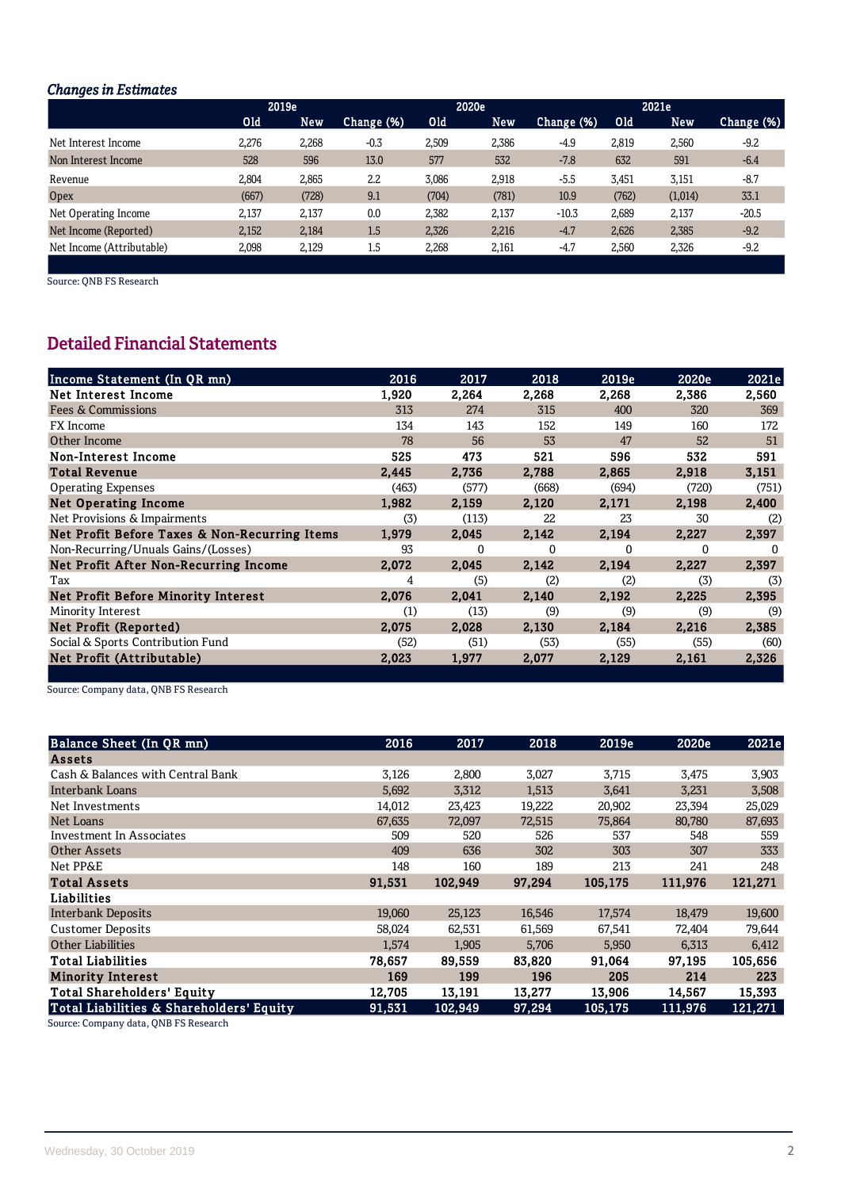*Changes in Estimates*

| | 2019e | | | 2020e | | | 2021e | | |
|---|---|---|---|---|---|---|---|---|---|
| | Old | New | Change (%) | Old | New | Change (%) | Old | New | Change (%) |
| Net Interest Income | 2,276 | 2,268 | -0.3 | 2,509 | 2,386 | -4.9 | 2,819 | 2,560 | -9.2 |
| Non Interest Income | 528 | 596 | 13.0 | 577 | 532 | -7.8 | 632 | 591 | -6.4 |
| Revenue | 2,804 | 2,865 | 2.2 | 3,086 | 2,918 | -5.5 | 3,451 | 3,151 | -8.7 |
| Opex | (667) | (728) | 9.1 | (704) | (781) | 10.9 | (762) | (1,014) | 33.1 |
| Net Operating Income | 2,137 | 2,137 | 0.0 | 2,382 | 2,137 | -10.3 | 2,689 | 2,137 | -20.5 |
| Net Income (Reported) | 2,152 | 2,184 | 1.5 | 2,326 | 2,216 | -4.7 | 2,626 | 2,385 | -9.2 |
| Net Income (Attributable) | 2,098 | 2,129 | 1.5 | 2,268 | 2,161 | -4.7 | 2,560 | 2,326 | -9.2 |

Source: QNB FS Research

## Detailed Financial Statements

| Income Statement (In QR mn) | 2016 | 2017 | 2018 | 2019e | 2020e | 2021e |
|---|---|---|---|---|---|---|
| **Net Interest Income** | **1,920** | **2,264** | **2,268** | **2,268** | **2,386** | **2,560** |
| Fees & Commissions | 313 | 274 | 315 | 400 | 320 | 369 |
| FX Income | 134 | 143 | 152 | 149 | 160 | 172 |
| Other Income | 78 | 56 | 53 | 47 | 52 | 51 |
| **Non-Interest Income** | **525** | **473** | **521** | **596** | **532** | **591** |
| **Total Revenue** | **2,445** | **2,736** | **2,788** | **2,865** | **2,918** | **3,151** |
| Operating Expenses | (463) | (577) | (668) | (694) | (720) | (751) |
| **Net Operating Income** | **1,982** | **2,159** | **2,120** | **2,171** | **2,198** | **2,400** |
| Net Provisions & Impairments | (3) | (113) | 22 | 23 | 30 | (2) |
| **Net Profit Before Taxes & Non-Recurring Items** | **1,979** | **2,045** | **2,142** | **2,194** | **2,227** | **2,397** |
| Non-Recurring/Unuals Gains/(Losses) | 93 | 0 | 0 | 0 | 0 | 0 |
| **Net Profit After Non-Recurring Income** | **2,072** | **2,045** | **2,142** | **2,194** | **2,227** | **2,397** |
| Tax | 4 | (5) | (2) | (2) | (3) | (3) |
| **Net Profit Before Minority Interest** | **2,076** | **2,041** | **2,140** | **2,192** | **2,225** | **2,395** |
| Minority Interest | (1) | (13) | (9) | (9) | (9) | (9) |
| **Net Profit (Reported)** | **2,075** | **2,028** | **2,130** | **2,184** | **2,216** | **2,385** |
| Social & Sports Contribution Fund | (52) | (51) | (53) | (55) | (55) | (60) |
| **Net Profit (Attributable)** | **2,023** | **1,977** | **2,077** | **2,129** | **2,161** | **2,326** |

Source: Company data, QNB FS Research

| Balance Sheet (In QR mn) | 2016 | 2017 | 2018 | 2019e | 2020e | 2021e |
|---|---|---|---|---|---|---|
| **Assets** | | | | | | |
| Cash & Balances with Central Bank | 3,126 | 2,800 | 3,027 | 3,715 | 3,475 | 3,903 |
| Interbank Loans | 5,692 | 3,312 | 1,513 | 3,641 | 3,231 | 3,508 |
| Net Investments | 14,012 | 23,423 | 19,222 | 20,902 | 23,394 | 25,029 |
| Net Loans | 67,635 | 72,097 | 72,515 | 75,864 | 80,780 | 87,693 |
| Investment In Associates | 509 | 520 | 526 | 537 | 548 | 559 |
| Other Assets | 409 | 636 | 302 | 303 | 307 | 333 |
| Net PP&E | 148 | 160 | 189 | 213 | 241 | 248 |
| **Total Assets** | **91,531** | **102,949** | **97,294** | **105,175** | **111,976** | **121,271** |
| **Liabilities** | | | | | | |
| Interbank Deposits | 19,060 | 25,123 | 16,546 | 17,574 | 18,479 | 19,600 |
| Customer Deposits | 58,024 | 62,531 | 61,569 | 67,541 | 72,404 | 79,644 |
| Other Liabilities | 1,574 | 1,905 | 5,706 | 5,950 | 6,313 | 6,412 |
| **Total Liabilities** | **78,657** | **89,559** | **83,820** | **91,064** | **97,195** | **105,656** |
| **Minority Interest** | **169** | **199** | **196** | **205** | **214** | **223** |
| **Total Shareholders' Equity** | **12,705** | **13,191** | **13,277** | **13,906** | **14,567** | **15,393** |
| **Total Liabilities & Shareholders' Equity** | **91,531** | **102,949** | **97,294** | **105,175** | **111,976** | **121,271** |

Source: Company data, QNB FS Research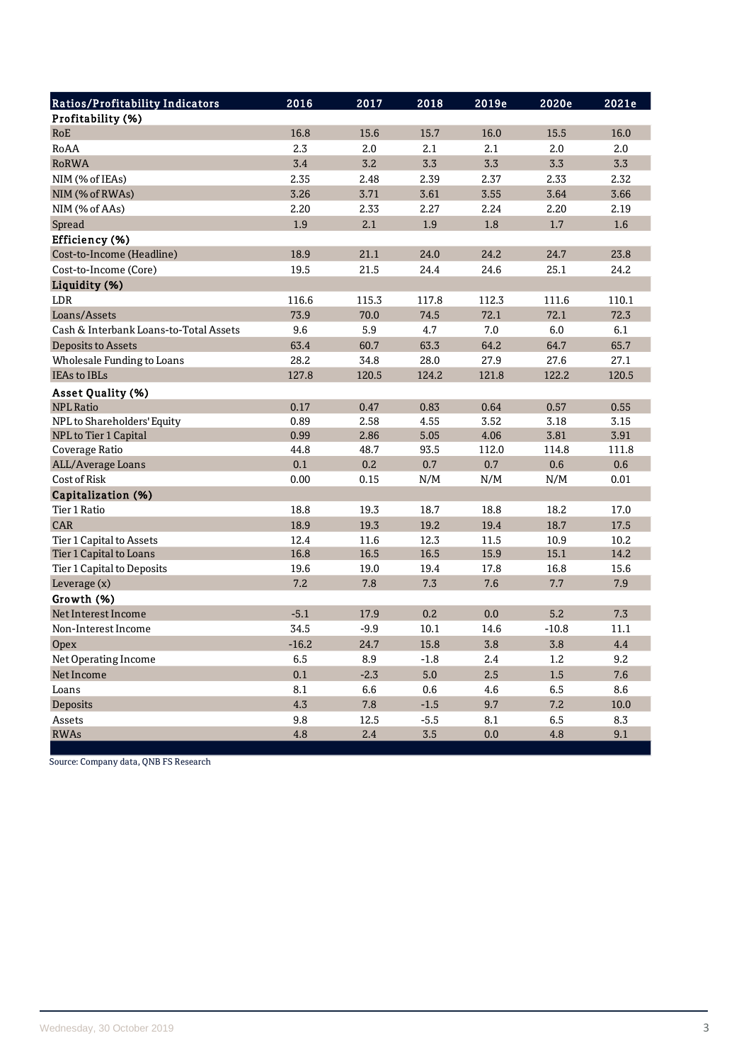| Ratios/Profitability Indicators | 2016 | 2017 | 2018 | 2019e | 2020e | 2021e |
|---|---|---|---|---|---|---|
| **Profitability (%)** | | | | | | |
| RoE | 16.8 | 15.6 | 15.7 | 16.0 | 15.5 | 16.0 |
| RoAA | 2.3 | 2.0 | 2.1 | 2.1 | 2.0 | 2.0 |
| RoRWA | 3.4 | 3.2 | 3.3 | 3.3 | 3.3 | 3.3 |
| NIM (% of IEAs) | 2.35 | 2.48 | 2.39 | 2.37 | 2.33 | 2.32 |
| NIM (% of RWAs) | 3.26 | 3.71 | 3.61 | 3.55 | 3.64 | 3.66 |
| NIM (% of AAs) | 2.20 | 2.33 | 2.27 | 2.24 | 2.20 | 2.19 |
| Spread | 1.9 | 2.1 | 1.9 | 1.8 | 1.7 | 1.6 |
| **Efficiency (%)** | | | | | | |
| Cost-to-Income (Headline) | 18.9 | 21.1 | 24.0 | 24.2 | 24.7 | 23.8 |
| Cost-to-Income (Core) | 19.5 | 21.5 | 24.4 | 24.6 | 25.1 | 24.2 |
| **Liquidity (%)** | | | | | | |
| LDR | 116.6 | 115.3 | 117.8 | 112.3 | 111.6 | 110.1 |
| Loans/Assets | 73.9 | 70.0 | 74.5 | 72.1 | 72.1 | 72.3 |
| Cash & Interbank Loans-to-Total Assets | 9.6 | 5.9 | 4.7 | 7.0 | 6.0 | 6.1 |
| Deposits to Assets | 63.4 | 60.7 | 63.3 | 64.2 | 64.7 | 65.7 |
| Wholesale Funding to Loans | 28.2 | 34.8 | 28.0 | 27.9 | 27.6 | 27.1 |
| IEAs to IBLs | 127.8 | 120.5 | 124.2 | 121.8 | 122.2 | 120.5 |
| **Asset Quality (%)** | | | | | | |
| NPL Ratio | 0.17 | 0.47 | 0.83 | 0.64 | 0.57 | 0.55 |
| NPL to Shareholders' Equity | 0.89 | 2.58 | 4.55 | 3.52 | 3.18 | 3.15 |
| NPL to Tier 1 Capital | 0.99 | 2.86 | 5.05 | 4.06 | 3.81 | 3.91 |
| Coverage Ratio | 44.8 | 48.7 | 93.5 | 112.0 | 114.8 | 111.8 |
| ALL/Average Loans | 0.1 | 0.2 | 0.7 | 0.7 | 0.6 | 0.6 |
| Cost of Risk | 0.00 | 0.15 | N/M | N/M | N/M | 0.01 |
| **Capitalization (%)** | | | | | | |
| Tier 1 Ratio | 18.8 | 19.3 | 18.7 | 18.8 | 18.2 | 17.0 |
| CAR | 18.9 | 19.3 | 19.2 | 19.4 | 18.7 | 17.5 |
| Tier 1 Capital to Assets | 12.4 | 11.6 | 12.3 | 11.5 | 10.9 | 10.2 |
| Tier 1 Capital to Loans | 16.8 | 16.5 | 16.5 | 15.9 | 15.1 | 14.2 |
| Tier 1 Capital to Deposits | 19.6 | 19.0 | 19.4 | 17.8 | 16.8 | 15.6 |
| Leverage (x) | 7.2 | 7.8 | 7.3 | 7.6 | 7.7 | 7.9 |
| **Growth (%)** | | | | | | |
| Net Interest Income | -5.1 | 17.9 | 0.2 | 0.0 | 5.2 | 7.3 |
| Non-Interest Income | 34.5 | -9.9 | 10.1 | 14.6 | -10.8 | 11.1 |
| Opex | -16.2 | 24.7 | 15.8 | 3.8 | 3.8 | 4.4 |
| Net Operating Income | 6.5 | 8.9 | -1.8 | 2.4 | 1.2 | 9.2 |
| Net Income | 0.1 | -2.3 | 5.0 | 2.5 | 1.5 | 7.6 |
| Loans | 8.1 | 6.6 | 0.6 | 4.6 | 6.5 | 8.6 |
| Deposits | 4.3 | 7.8 | -1.5 | 9.7 | 7.2 | 10.0 |
| Assets | 9.8 | 12.5 | -5.5 | 8.1 | 6.5 | 8.3 |
| RWAs | 4.8 | 2.4 | 3.5 | 0.0 | 4.8 | 9.1 |

Source: Company data, QNB FS Research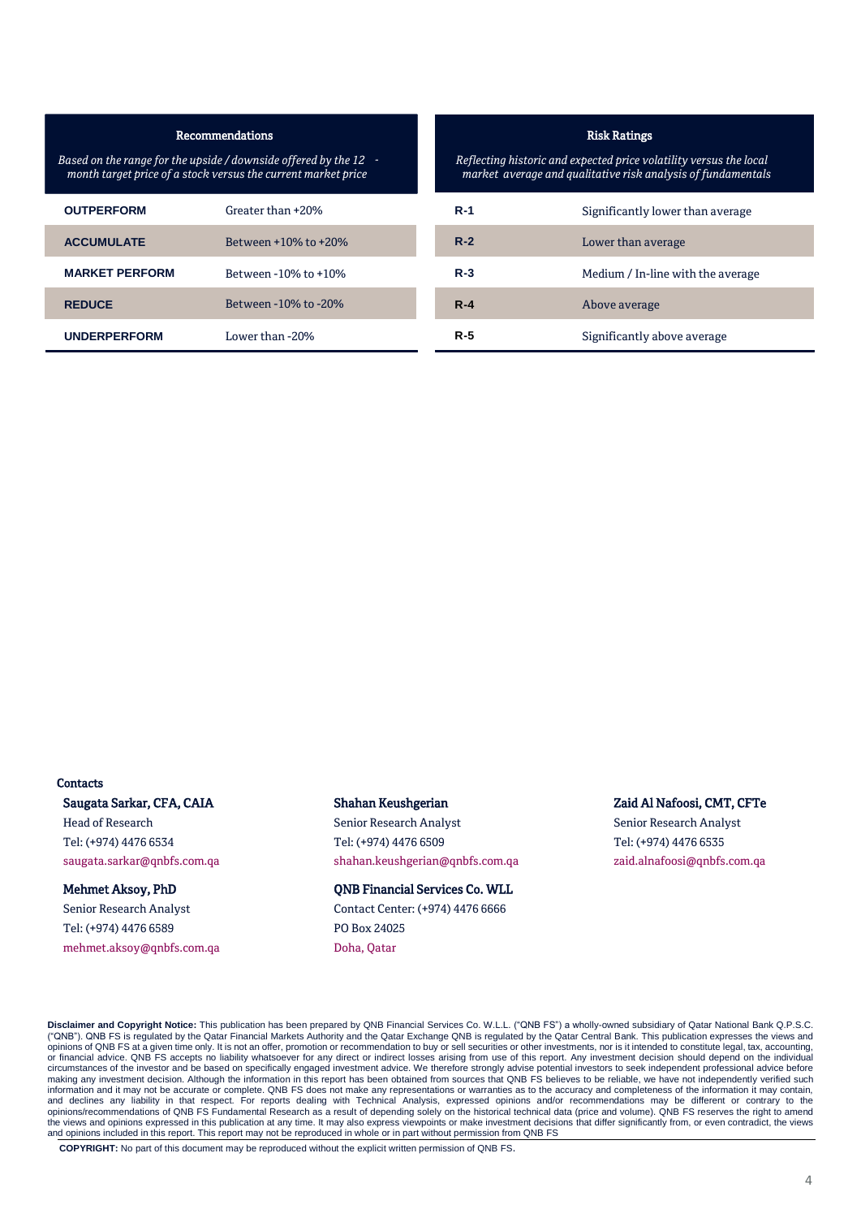| Recommendations | |
|---|---|
| *Based on the range for the upside / downside offered by the 12 - month target price of a stock versus the current market price* | |
| **OUTPERFORM** | Greater than +20% |
| **ACCUMULATE** | Between +10% to +20% |
| **MARKET PERFORM** | Between -10% to +10% |
| **REDUCE** | Between -10% to -20% |
| **UNDERPERFORM** | Lower than -20% |

| Risk Ratings | |
|---|---|
| *Reflecting historic and expected price volatility versus the local market average and qualitative risk analysis of fundamentals* | |
| **R-1** | Significantly lower than average |
| **R-2** | Lower than average |
| **R-3** | Medium / In-line with the average |
| **R-4** | Above average |
| **R-5** | Significantly above average |

**Contacts**

**Saugata Sarkar, CFA, CAIA**
Head of Research
Tel: (+974) 4476 6534
saugata.sarkar@qnbfs.com.qa

**Mehmet Aksoy, PhD**
Senior Research Analyst
Tel: (+974) 4476 6589
mehmet.aksoy@qnbfs.com.qa

**Shahan Keushgerian**
Senior Research Analyst
Tel: (+974) 4476 6509
shahan.keushgerian@qnbfs.com.qa

**QNB Financial Services Co. WLL**
Contact Center: (+974) 4476 6666
PO Box 24025
Doha, Qatar

**Zaid Al Nafoosi, CMT, CFTe**
Senior Research Analyst
Tel: (+974) 4476 6535
zaid.alnafoosi@qnbfs.com.qa

**Disclaimer and Copyright Notice:** This publication has been prepared by QNB Financial Services Co. W.L.L. ("QNB FS") a wholly-owned subsidiary of Qatar National Bank Q.P.S.C. ("QNB"). QNB FS is regulated by the Qatar Financial Markets Authority and the Qatar Exchange QNB is regulated by the Qatar Central Bank. This publication expresses the views and opinions of QNB FS at a given time only. It is not an offer, promotion or recommendation to buy or sell securities or other investments, nor is it intended to constitute legal, tax, accounting, or financial advice. QNB FS accepts no liability whatsoever for any direct or indirect losses arising from use of this report. Any investment decision should depend on the individual circumstances of the investor and be based on specifically engaged investment advice. We therefore strongly advise potential investors to seek independent professional advice before making any investment decision. Although the information in this report has been obtained from sources that QNB FS believes to be reliable, we have not independently verified such information and it may not be accurate or complete. QNB FS does not make any representations or warranties as to the accuracy and completeness of the information it may contain, and declines any liability in that respect. For reports dealing with Technical Analysis, expressed opinions and/or recommendations may be different or contrary to the opinions/recommendations of QNB FS Fundamental Research as a result of depending solely on the historical technical data (price and volume). QNB FS reserves the right to amend the views and opinions expressed in this publication at any time. It may also express viewpoints or make investment decisions that differ significantly from, or even contradict, the views and opinions included in this report. This report may not be reproduced in whole or in part without permission from QNB FS

**COPYRIGHT:** No part of this document may be reproduced without the explicit written permission of QNB FS.